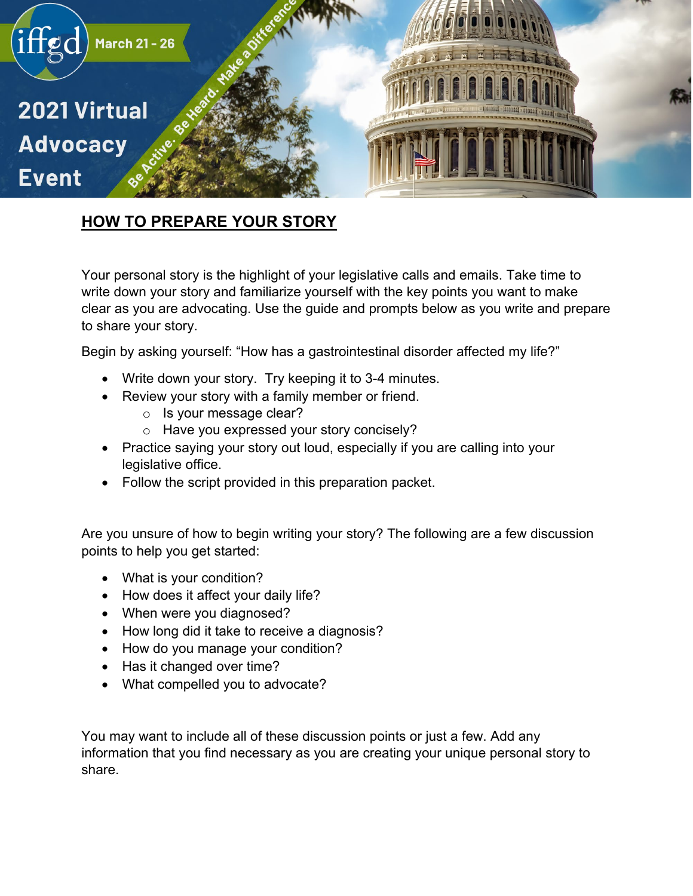iffgd

March 21 - 26

# 2021 Virtual Advocacy Event

Be Active. Be Heard. Make a Difference.

## HOW TO PREPARE YOUR STORY

Your personal story is the highlight of your legislative calls and emails. Take time to write down your story and familiarize yourself with the key points you want to make clear as you are advocating. Use the guide and prompts below as you write and prepare to share your story.

Begin by asking yourself: “How has a gastrointestinal disorder affected my life?”

- Write down your story. Try keeping it to 3-4 minutes.
- Review your story with a family member or friend.
  - Is your message clear?
  - Have you expressed your story concisely?
- Practice saying your story out loud, especially if you are calling into your legislative office.
- Follow the script provided in this preparation packet.

Are you unsure of how to begin writing your story? The following are a few discussion points to help you get started:

- What is your condition?
- How does it affect your daily life?
- When were you diagnosed?
- How long did it take to receive a diagnosis?
- How do you manage your condition?
- Has it changed over time?
- What compelled you to advocate?

You may want to include all of these discussion points or just a few. Add any information that you find necessary as you are creating your unique personal story to share.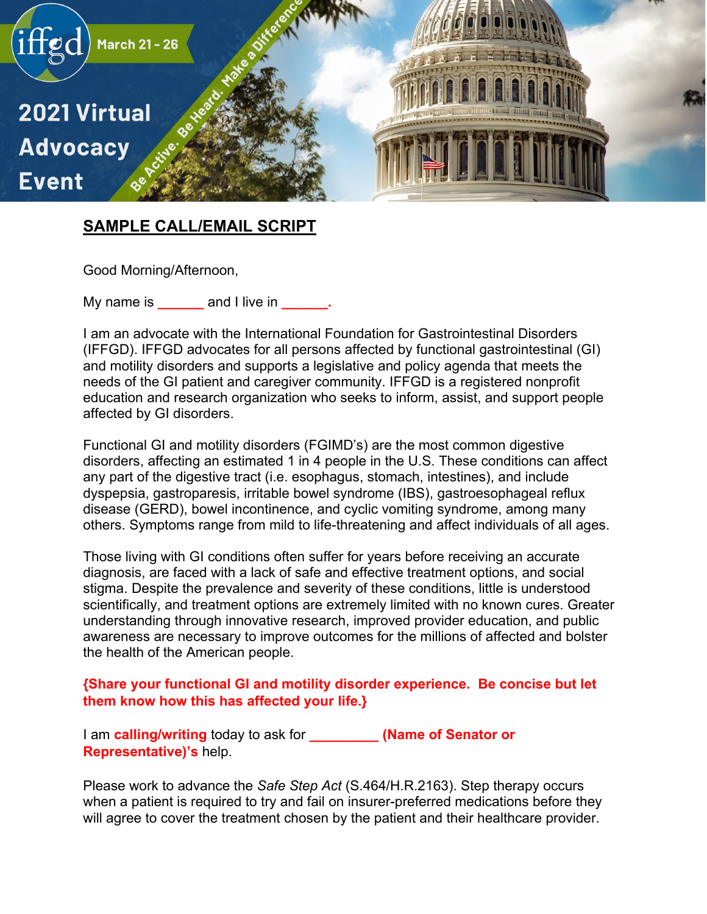iffgd March 21 - 26

2021 Virtual Advocacy Event

Be Active. Be Heard. Make a Difference.

## SAMPLE CALL/EMAIL SCRIPT

Good Morning/Afternoon,

My name is ______ and I live in ______.

I am an advocate with the International Foundation for Gastrointestinal Disorders (IFFGD). IFFGD advocates for all persons affected by functional gastrointestinal (GI) and motility disorders and supports a legislative and policy agenda that meets the needs of the GI patient and caregiver community. IFFGD is a registered nonprofit education and research organization who seeks to inform, assist, and support people affected by GI disorders.

Functional GI and motility disorders (FGIMD's) are the most common digestive disorders, affecting an estimated 1 in 4 people in the U.S. These conditions can affect any part of the digestive tract (i.e. esophagus, stomach, intestines), and include dyspepsia, gastroparesis, irritable bowel syndrome (IBS), gastroesophageal reflux disease (GERD), bowel incontinence, and cyclic vomiting syndrome, among many others. Symptoms range from mild to life-threatening and affect individuals of all ages.

Those living with GI conditions often suffer for years before receiving an accurate diagnosis, are faced with a lack of safe and effective treatment options, and social stigma. Despite the prevalence and severity of these conditions, little is understood scientifically, and treatment options are extremely limited with no known cures. Greater understanding through innovative research, improved provider education, and public awareness are necessary to improve outcomes for the millions of affected and bolster the health of the American people.

**{Share your functional GI and motility disorder experience. Be concise but let them know how this has affected your life.}**

I am **calling/writing** today to ask for _________ **(Name of Senator or Representative)'s** help.

Please work to advance the *Safe Step Act* (S.464/H.R.2163). Step therapy occurs when a patient is required to try and fail on insurer-preferred medications before they will agree to cover the treatment chosen by the patient and their healthcare provider.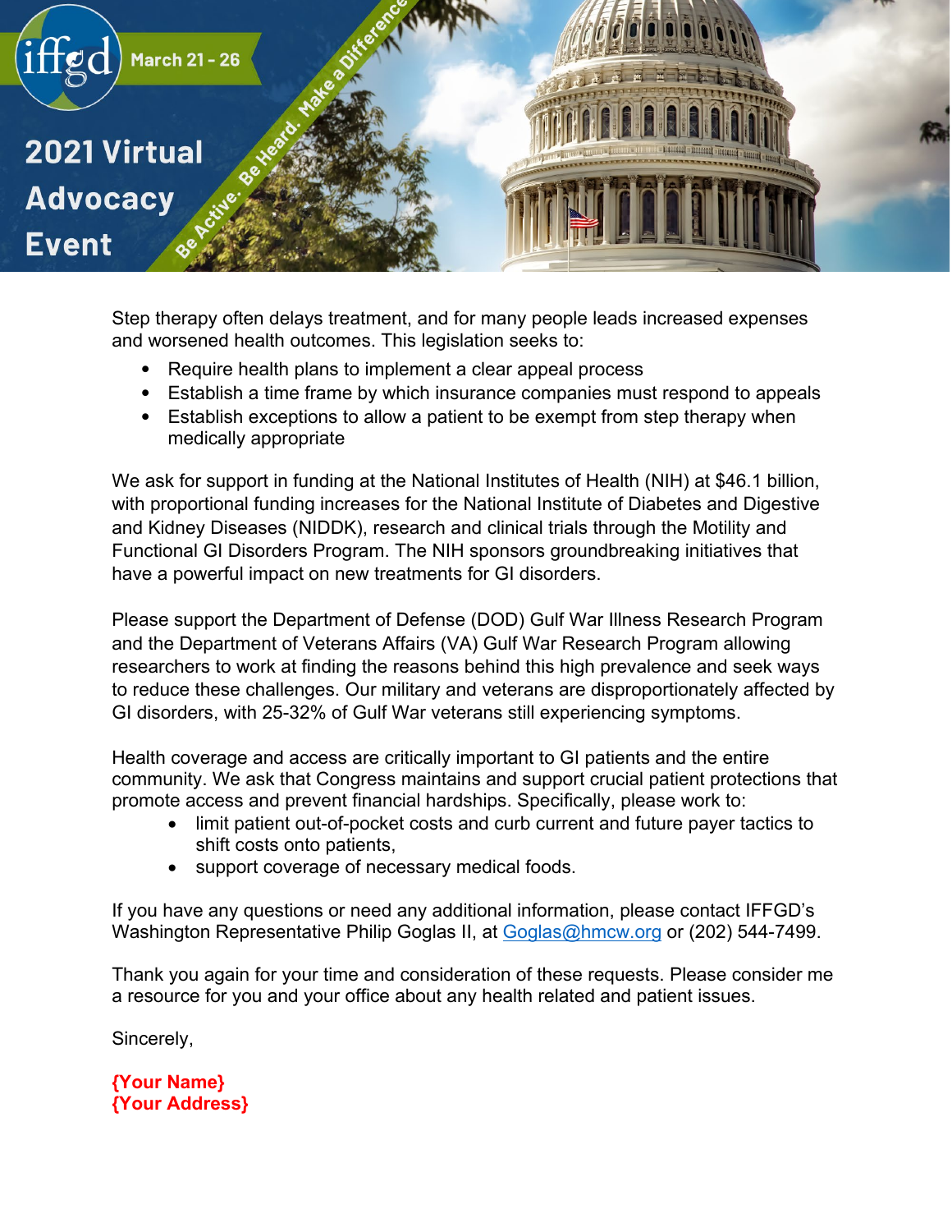iffgd March 21 - 26

# 2021 Virtual Advocacy Event

Be Active. Be Heard. Make a Difference

Step therapy often delays treatment, and for many people leads increased expenses and worsened health outcomes. This legislation seeks to:

- Require health plans to implement a clear appeal process
- Establish a time frame by which insurance companies must respond to appeals
- Establish exceptions to allow a patient to be exempt from step therapy when medically appropriate

We ask for support in funding at the National Institutes of Health (NIH) at $46.1 billion, with proportional funding increases for the National Institute of Diabetes and Digestive and Kidney Diseases (NIDDK), research and clinical trials through the Motility and Functional GI Disorders Program. The NIH sponsors groundbreaking initiatives that have a powerful impact on new treatments for GI disorders.

Please support the Department of Defense (DOD) Gulf War Illness Research Program and the Department of Veterans Affairs (VA) Gulf War Research Program allowing researchers to work at finding the reasons behind this high prevalence and seek ways to reduce these challenges. Our military and veterans are disproportionately affected by GI disorders, with 25-32% of Gulf War veterans still experiencing symptoms.

Health coverage and access are critically important to GI patients and the entire community. We ask that Congress maintains and support crucial patient protections that promote access and prevent financial hardships. Specifically, please work to:

- limit patient out-of-pocket costs and curb current and future payer tactics to shift costs onto patients,
- support coverage of necessary medical foods.

If you have any questions or need any additional information, please contact IFFGD's Washington Representative Philip Goglas II, at Goglas@hmcw.org or (202) 544-7499.

Thank you again for your time and consideration of these requests. Please consider me a resource for you and your office about any health related and patient issues.

Sincerely,

**{Your Name}**
**{Your Address}**